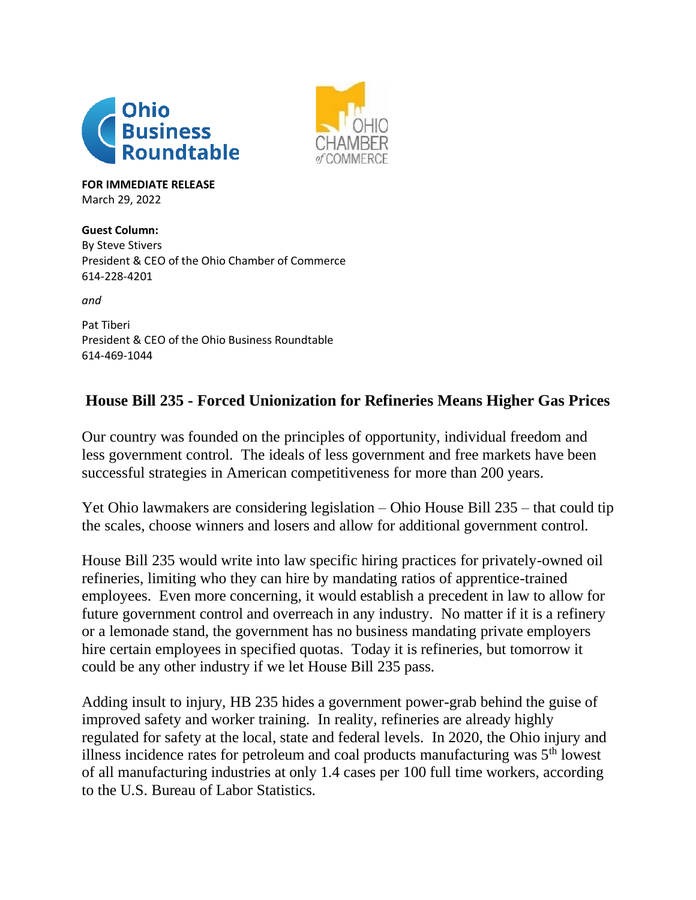Ohio Business Roundtable

OHIO CHAMBER of COMMERCE

**FOR IMMEDIATE RELEASE**
March 29, 2022

**Guest Column:**
By Steve Stivers
President & CEO of the Ohio Chamber of Commerce
614-228-4201

*and*

Pat Tiberi
President & CEO of the Ohio Business Roundtable
614-469-1044

## House Bill 235 - Forced Unionization for Refineries Means Higher Gas Prices

Our country was founded on the principles of opportunity, individual freedom and less government control. The ideals of less government and free markets have been successful strategies in American competitiveness for more than 200 years.

Yet Ohio lawmakers are considering legislation – Ohio House Bill 235 – that could tip the scales, choose winners and losers and allow for additional government control.

House Bill 235 would write into law specific hiring practices for privately-owned oil refineries, limiting who they can hire by mandating ratios of apprentice-trained employees. Even more concerning, it would establish a precedent in law to allow for future government control and overreach in any industry. No matter if it is a refinery or a lemonade stand, the government has no business mandating private employers hire certain employees in specified quotas. Today it is refineries, but tomorrow it could be any other industry if we let House Bill 235 pass.

Adding insult to injury, HB 235 hides a government power-grab behind the guise of improved safety and worker training. In reality, refineries are already highly regulated for safety at the local, state and federal levels. In 2020, the Ohio injury and illness incidence rates for petroleum and coal products manufacturing was 5th lowest of all manufacturing industries at only 1.4 cases per 100 full time workers, according to the U.S. Bureau of Labor Statistics.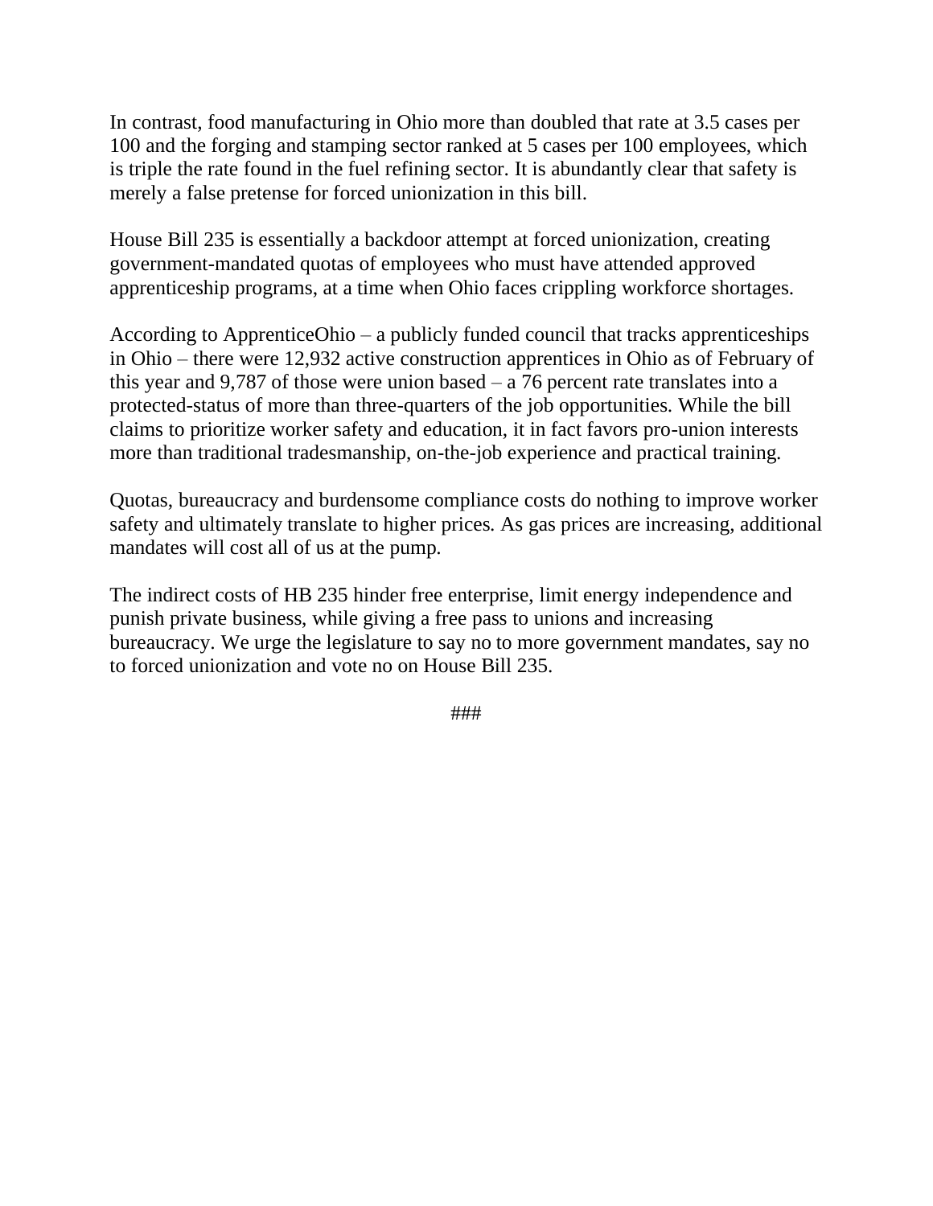In contrast, food manufacturing in Ohio more than doubled that rate at 3.5 cases per 100 and the forging and stamping sector ranked at 5 cases per 100 employees, which is triple the rate found in the fuel refining sector. It is abundantly clear that safety is merely a false pretense for forced unionization in this bill.

House Bill 235 is essentially a backdoor attempt at forced unionization, creating government-mandated quotas of employees who must have attended approved apprenticeship programs, at a time when Ohio faces crippling workforce shortages.

According to ApprenticeOhio – a publicly funded council that tracks apprenticeships in Ohio – there were 12,932 active construction apprentices in Ohio as of February of this year and 9,787 of those were union based – a 76 percent rate translates into a protected-status of more than three-quarters of the job opportunities. While the bill claims to prioritize worker safety and education, it in fact favors pro-union interests more than traditional tradesmanship, on-the-job experience and practical training.

Quotas, bureaucracy and burdensome compliance costs do nothing to improve worker safety and ultimately translate to higher prices. As gas prices are increasing, additional mandates will cost all of us at the pump.

The indirect costs of HB 235 hinder free enterprise, limit energy independence and punish private business, while giving a free pass to unions and increasing bureaucracy. We urge the legislature to say no to more government mandates, say no to forced unionization and vote no on House Bill 235.

###